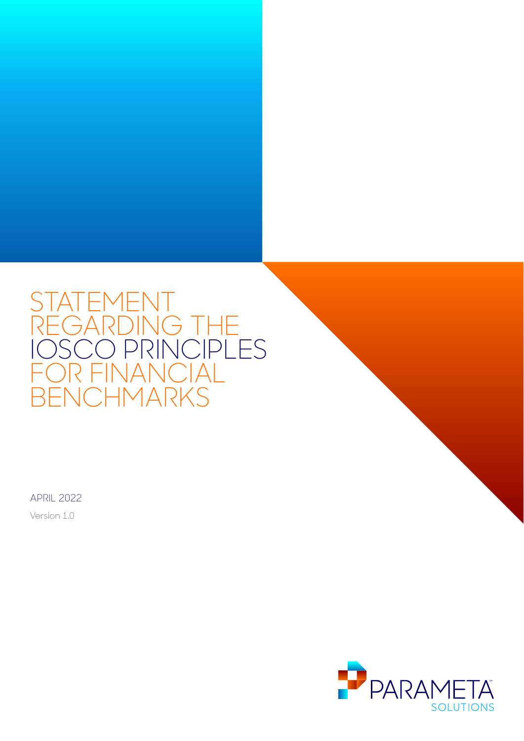# STATEMENT REGARDING THE IOSCO PRINCIPLES FOR FINANCIAL BENCHMARKS

APRIL 2022

Version 1.0

PARAMETA SOLUTIONS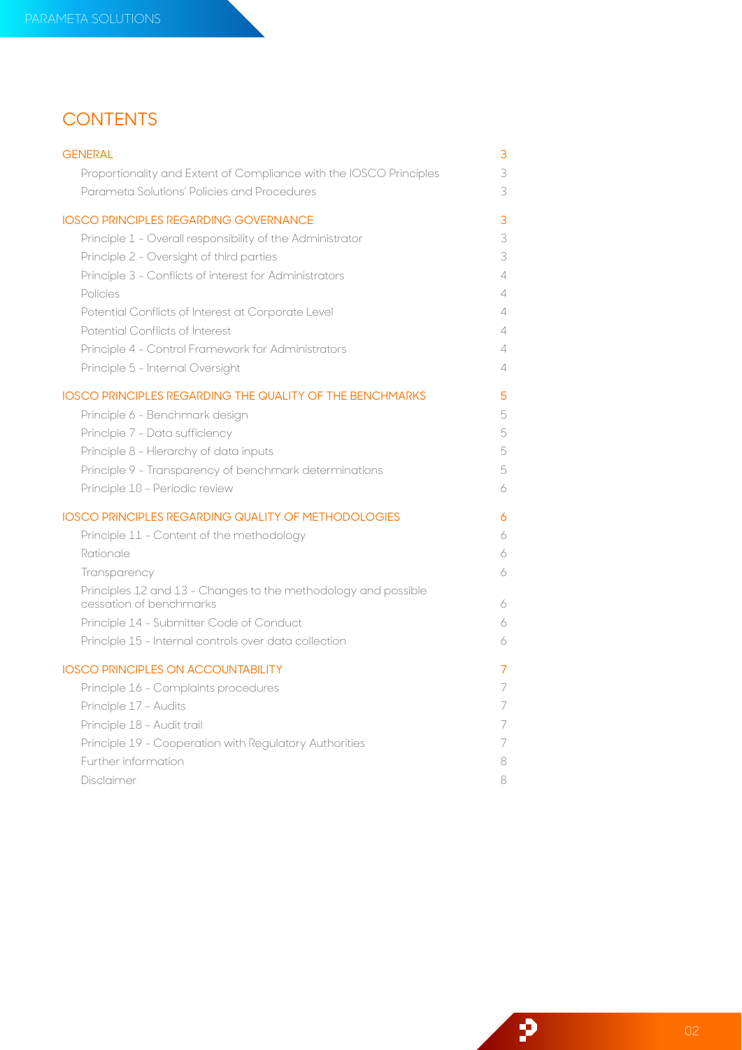# CONTENTS

| | |
|---|---|
| **GENERAL** | **3** |
| Proportionality and Extent of Compliance with the IOSCO Principles | 3 |
| Parameta Solutions' Policies and Procedures | 3 |
| **IOSCO PRINCIPLES REGARDING GOVERNANCE** | **3** |
| Principle 1 – Overall responsibility of the Administrator | 3 |
| Principle 2 – Oversight of third parties | 3 |
| Principle 3 – Conflicts of interest for Administrators | 4 |
| Policies | 4 |
| Potential Conflicts of Interest at Corporate Level | 4 |
| Potential Conflicts of Interest | 4 |
| Principle 4 – Control Framework for Administrators | 4 |
| Principle 5 – Internal Oversight | 4 |
| **IOSCO PRINCIPLES REGARDING THE QUALITY OF THE BENCHMARKS** | **5** |
| Principle 6 – Benchmark design | 5 |
| Principle 7 – Data sufficiency | 5 |
| Principle 8 – Hierarchy of data inputs | 5 |
| Principle 9 – Transparency of benchmark determinations | 5 |
| Principle 10 – Periodic review | 6 |
| **IOSCO PRINCIPLES REGARDING QUALITY OF METHODOLOGIES** | **6** |
| Principle 11 – Content of the methodology | 6 |
| Rationale | 6 |
| Transparency | 6 |
| Principles 12 and 13 – Changes to the methodology and possible cessation of benchmarks | 6 |
| Principle 14 – Submitter Code of Conduct | 6 |
| Principle 15 – Internal controls over data collection | 6 |
| **IOSCO PRINCIPLES ON ACCOUNTABILITY** | **7** |
| Principle 16 – Complaints procedures | 7 |
| Principle 17 – Audits | 7 |
| Principle 18 – Audit trail | 7 |
| Principle 19 – Cooperation with Regulatory Authorities | 7 |
| Further information | 8 |
| Disclaimer | 8 |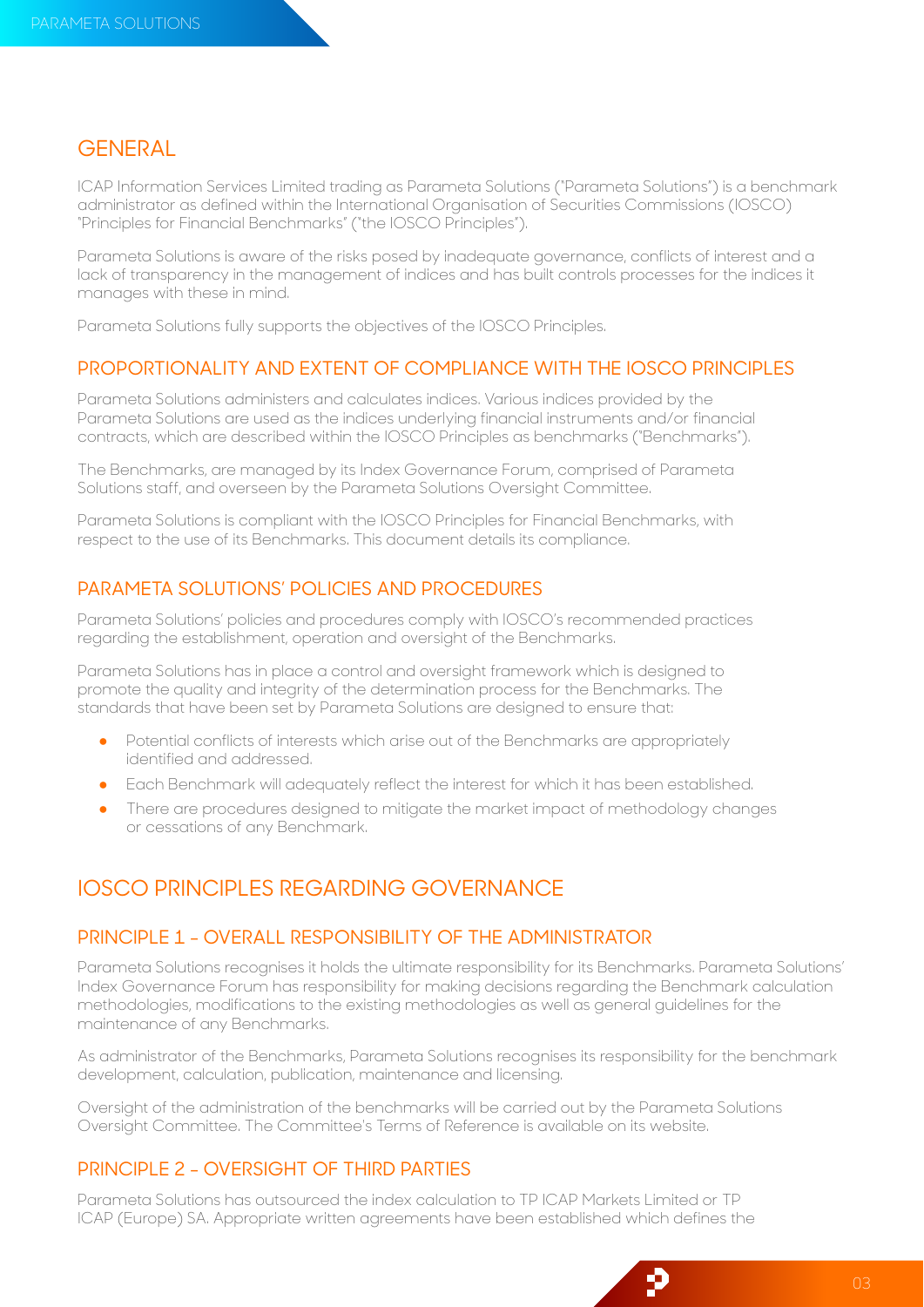## GENERAL

ICAP Information Services Limited trading as Parameta Solutions ("Parameta Solutions") is a benchmark administrator as defined within the International Organisation of Securities Commissions (IOSCO) "Principles for Financial Benchmarks" ("the IOSCO Principles").

Parameta Solutions is aware of the risks posed by inadequate governance, conflicts of interest and a lack of transparency in the management of indices and has built controls processes for the indices it manages with these in mind.

Parameta Solutions fully supports the objectives of the IOSCO Principles.

### PROPORTIONALITY AND EXTENT OF COMPLIANCE WITH THE IOSCO PRINCIPLES

Parameta Solutions administers and calculates indices. Various indices provided by the Parameta Solutions are used as the indices underlying financial instruments and/or financial contracts, which are described within the IOSCO Principles as benchmarks ("Benchmarks").

The Benchmarks, are managed by its Index Governance Forum, comprised of Parameta Solutions staff, and overseen by the Parameta Solutions Oversight Committee.

Parameta Solutions is compliant with the IOSCO Principles for Financial Benchmarks, with respect to the use of its Benchmarks. This document details its compliance.

### PARAMETA SOLUTIONS' POLICIES AND PROCEDURES

Parameta Solutions' policies and procedures comply with IOSCO's recommended practices regarding the establishment, operation and oversight of the Benchmarks.

Parameta Solutions has in place a control and oversight framework which is designed to promote the quality and integrity of the determination process for the Benchmarks. The standards that have been set by Parameta Solutions are designed to ensure that:

- Potential conflicts of interests which arise out of the Benchmarks are appropriately identified and addressed.
- Each Benchmark will adequately reflect the interest for which it has been established.
- There are procedures designed to mitigate the market impact of methodology changes or cessations of any Benchmark.

## IOSCO PRINCIPLES REGARDING GOVERNANCE

### PRINCIPLE 1 – OVERALL RESPONSIBILITY OF THE ADMINISTRATOR

Parameta Solutions recognises it holds the ultimate responsibility for its Benchmarks. Parameta Solutions' Index Governance Forum has responsibility for making decisions regarding the Benchmark calculation methodologies, modifications to the existing methodologies as well as general guidelines for the maintenance of any Benchmarks.

As administrator of the Benchmarks, Parameta Solutions recognises its responsibility for the benchmark development, calculation, publication, maintenance and licensing.

Oversight of the administration of the benchmarks will be carried out by the Parameta Solutions Oversight Committee. The Committee's Terms of Reference is available on its website.

### PRINCIPLE 2 – OVERSIGHT OF THIRD PARTIES

Parameta Solutions has outsourced the index calculation to TP ICAP Markets Limited or TP ICAP (Europe) SA. Appropriate written agreements have been established which defines the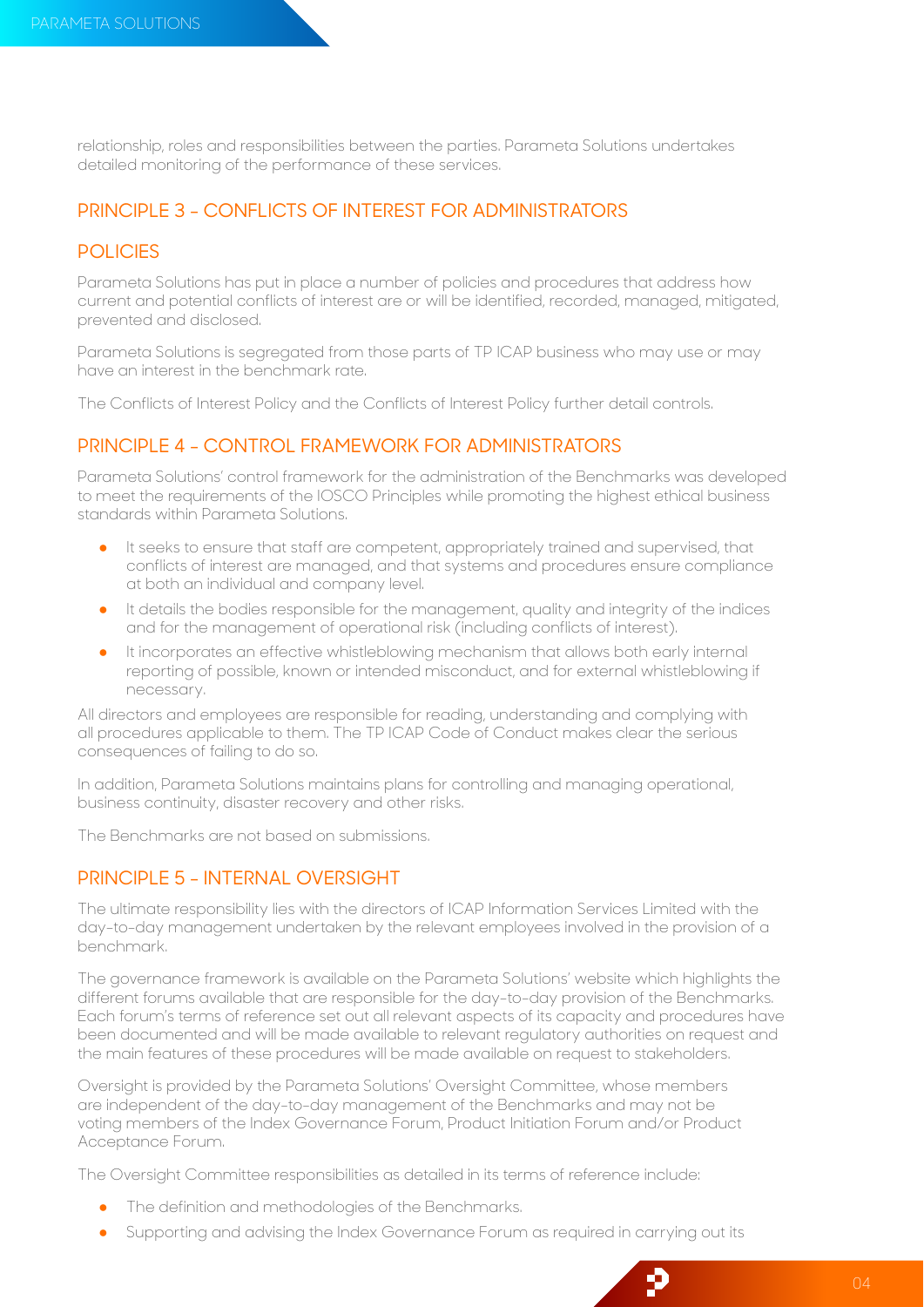relationship, roles and responsibilities between the parties. Parameta Solutions undertakes detailed monitoring of the performance of these services.

## PRINCIPLE 3 - CONFLICTS OF INTEREST FOR ADMINISTRATORS

### POLICIES

Parameta Solutions has put in place a number of policies and procedures that address how current and potential conflicts of interest are or will be identified, recorded, managed, mitigated, prevented and disclosed.

Parameta Solutions is segregated from those parts of TP ICAP business who may use or may have an interest in the benchmark rate.

The Conflicts of Interest Policy and the Conflicts of Interest Policy further detail controls.

## PRINCIPLE 4 - CONTROL FRAMEWORK FOR ADMINISTRATORS

Parameta Solutions' control framework for the administration of the Benchmarks was developed to meet the requirements of the IOSCO Principles while promoting the highest ethical business standards within Parameta Solutions.

- It seeks to ensure that staff are competent, appropriately trained and supervised, that conflicts of interest are managed, and that systems and procedures ensure compliance at both an individual and company level.
- It details the bodies responsible for the management, quality and integrity of the indices and for the management of operational risk (including conflicts of interest).
- It incorporates an effective whistleblowing mechanism that allows both early internal reporting of possible, known or intended misconduct, and for external whistleblowing if necessary.

All directors and employees are responsible for reading, understanding and complying with all procedures applicable to them. The TP ICAP Code of Conduct makes clear the serious consequences of failing to do so.

In addition, Parameta Solutions maintains plans for controlling and managing operational, business continuity, disaster recovery and other risks.

The Benchmarks are not based on submissions.

## PRINCIPLE 5 - INTERNAL OVERSIGHT

The ultimate responsibility lies with the directors of ICAP Information Services Limited with the day-to-day management undertaken by the relevant employees involved in the provision of a benchmark.

The governance framework is available on the Parameta Solutions' website which highlights the different forums available that are responsible for the day-to-day provision of the Benchmarks. Each forum's terms of reference set out all relevant aspects of its capacity and procedures have been documented and will be made available to relevant regulatory authorities on request and the main features of these procedures will be made available on request to stakeholders.

Oversight is provided by the Parameta Solutions' Oversight Committee, whose members are independent of the day-to-day management of the Benchmarks and may not be voting members of the Index Governance Forum, Product Initiation Forum and/or Product Acceptance Forum.

The Oversight Committee responsibilities as detailed in its terms of reference include:

- The definition and methodologies of the Benchmarks.
- Supporting and advising the Index Governance Forum as required in carrying out its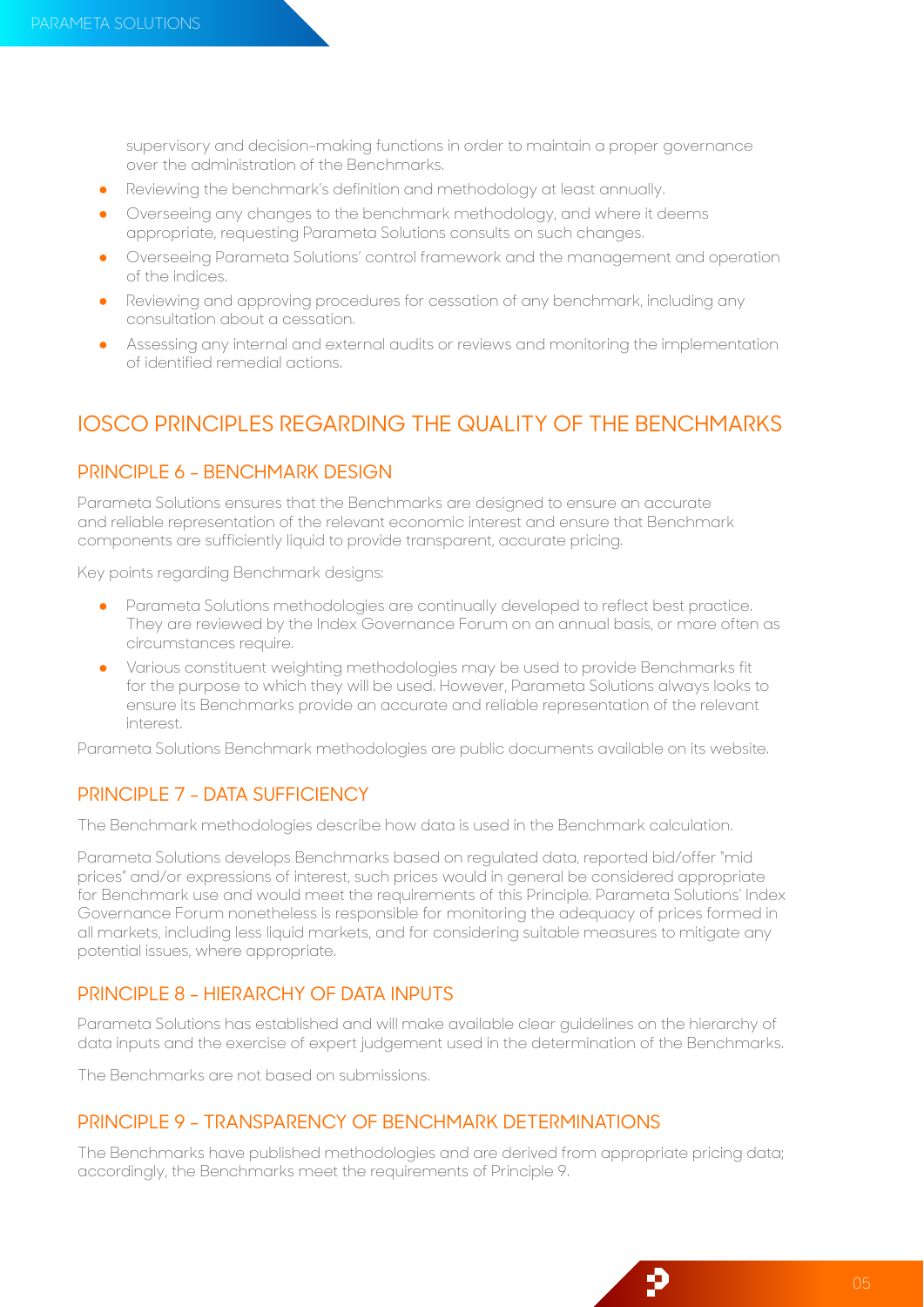supervisory and decision-making functions in order to maintain a proper governance over the administration of the Benchmarks.

- Reviewing the benchmark's definition and methodology at least annually.
- Overseeing any changes to the benchmark methodology, and where it deems appropriate, requesting Parameta Solutions consults on such changes.
- Overseeing Parameta Solutions' control framework and the management and operation of the indices.
- Reviewing and approving procedures for cessation of any benchmark, including any consultation about a cessation.
- Assessing any internal and external audits or reviews and monitoring the implementation of identified remedial actions.

## IOSCO PRINCIPLES REGARDING THE QUALITY OF THE BENCHMARKS

### PRINCIPLE 6 - BENCHMARK DESIGN

Parameta Solutions ensures that the Benchmarks are designed to ensure an accurate and reliable representation of the relevant economic interest and ensure that Benchmark components are sufficiently liquid to provide transparent, accurate pricing.

Key points regarding Benchmark designs:

- Parameta Solutions methodologies are continually developed to reflect best practice. They are reviewed by the Index Governance Forum on an annual basis, or more often as circumstances require.
- Various constituent weighting methodologies may be used to provide Benchmarks fit for the purpose to which they will be used. However, Parameta Solutions always looks to ensure its Benchmarks provide an accurate and reliable representation of the relevant interest.

Parameta Solutions Benchmark methodologies are public documents available on its website.

### PRINCIPLE 7 - DATA SUFFICIENCY

The Benchmark methodologies describe how data is used in the Benchmark calculation.

Parameta Solutions develops Benchmarks based on regulated data, reported bid/offer "mid prices" and/or expressions of interest, such prices would in general be considered appropriate for Benchmark use and would meet the requirements of this Principle. Parameta Solutions' Index Governance Forum nonetheless is responsible for monitoring the adequacy of prices formed in all markets, including less liquid markets, and for considering suitable measures to mitigate any potential issues, where appropriate.

### PRINCIPLE 8 - HIERARCHY OF DATA INPUTS

Parameta Solutions has established and will make available clear guidelines on the hierarchy of data inputs and the exercise of expert judgement used in the determination of the Benchmarks.

The Benchmarks are not based on submissions.

### PRINCIPLE 9 - TRANSPARENCY OF BENCHMARK DETERMINATIONS

The Benchmarks have published methodologies and are derived from appropriate pricing data; accordingly, the Benchmarks meet the requirements of Principle 9.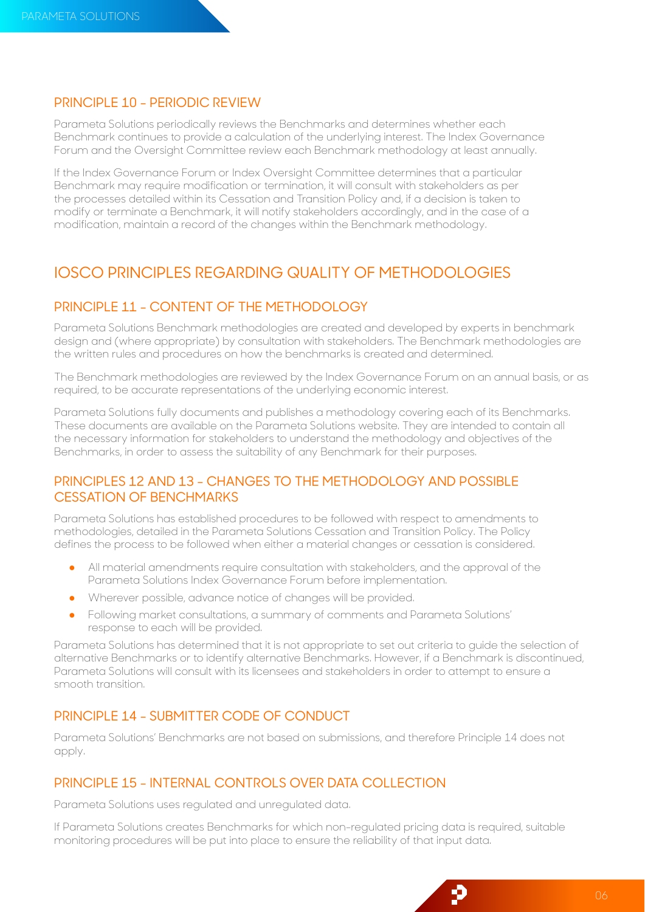## PRINCIPLE 10 - PERIODIC REVIEW

Parameta Solutions periodically reviews the Benchmarks and determines whether each Benchmark continues to provide a calculation of the underlying interest. The Index Governance Forum and the Oversight Committee review each Benchmark methodology at least annually.

If the Index Governance Forum or Index Oversight Committee determines that a particular Benchmark may require modification or termination, it will consult with stakeholders as per the processes detailed within its Cessation and Transition Policy and, if a decision is taken to modify or terminate a Benchmark, it will notify stakeholders accordingly, and in the case of a modification, maintain a record of the changes within the Benchmark methodology.

# IOSCO PRINCIPLES REGARDING QUALITY OF METHODOLOGIES

## PRINCIPLE 11 - CONTENT OF THE METHODOLOGY

Parameta Solutions Benchmark methodologies are created and developed by experts in benchmark design and (where appropriate) by consultation with stakeholders. The Benchmark methodologies are the written rules and procedures on how the benchmarks is created and determined.

The Benchmark methodologies are reviewed by the Index Governance Forum on an annual basis, or as required, to be accurate representations of the underlying economic interest.

Parameta Solutions fully documents and publishes a methodology covering each of its Benchmarks. These documents are available on the Parameta Solutions website. They are intended to contain all the necessary information for stakeholders to understand the methodology and objectives of the Benchmarks, in order to assess the suitability of any Benchmark for their purposes.

## PRINCIPLES 12 AND 13 - CHANGES TO THE METHODOLOGY AND POSSIBLE CESSATION OF BENCHMARKS

Parameta Solutions has established procedures to be followed with respect to amendments to methodologies, detailed in the Parameta Solutions Cessation and Transition Policy. The Policy defines the process to be followed when either a material changes or cessation is considered.

- All material amendments require consultation with stakeholders, and the approval of the Parameta Solutions Index Governance Forum before implementation.
- Wherever possible, advance notice of changes will be provided.
- Following market consultations, a summary of comments and Parameta Solutions' response to each will be provided.

Parameta Solutions has determined that it is not appropriate to set out criteria to guide the selection of alternative Benchmarks or to identify alternative Benchmarks. However, if a Benchmark is discontinued, Parameta Solutions will consult with its licensees and stakeholders in order to attempt to ensure a smooth transition.

## PRINCIPLE 14 - SUBMITTER CODE OF CONDUCT

Parameta Solutions' Benchmarks are not based on submissions, and therefore Principle 14 does not apply.

## PRINCIPLE 15 - INTERNAL CONTROLS OVER DATA COLLECTION

Parameta Solutions uses regulated and unregulated data.

If Parameta Solutions creates Benchmarks for which non-regulated pricing data is required, suitable monitoring procedures will be put into place to ensure the reliability of that input data.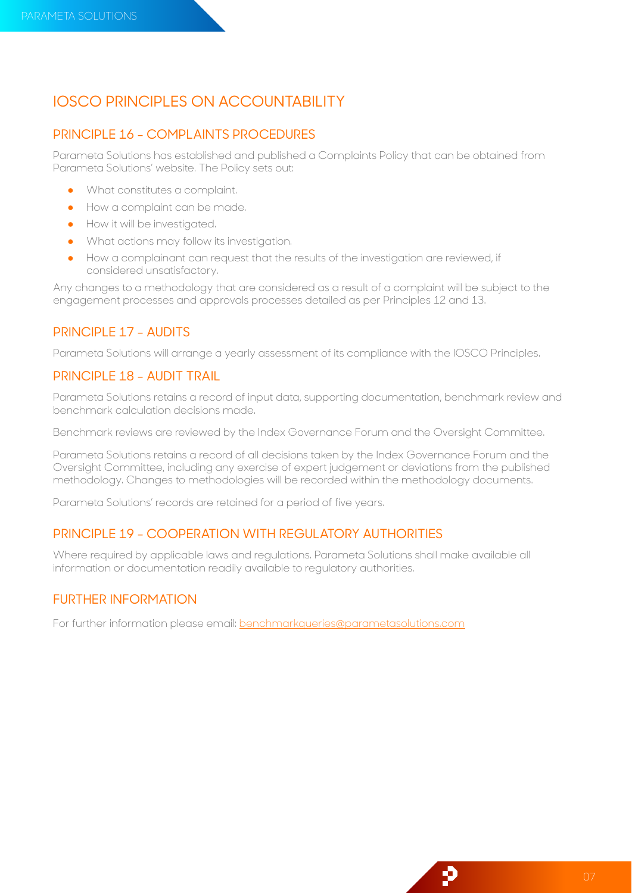# IOSCO PRINCIPLES ON ACCOUNTABILITY

## PRINCIPLE 16 – COMPLAINTS PROCEDURES

Parameta Solutions has established and published a Complaints Policy that can be obtained from Parameta Solutions' website. The Policy sets out:

- What constitutes a complaint.
- How a complaint can be made.
- How it will be investigated.
- What actions may follow its investigation.
- How a complainant can request that the results of the investigation are reviewed, if considered unsatisfactory.

Any changes to a methodology that are considered as a result of a complaint will be subject to the engagement processes and approvals processes detailed as per Principles 12 and 13.

## PRINCIPLE 17 – AUDITS

Parameta Solutions will arrange a yearly assessment of its compliance with the IOSCO Principles.

## PRINCIPLE 18 – AUDIT TRAIL

Parameta Solutions retains a record of input data, supporting documentation, benchmark review and benchmark calculation decisions made.

Benchmark reviews are reviewed by the Index Governance Forum and the Oversight Committee.

Parameta Solutions retains a record of all decisions taken by the Index Governance Forum and the Oversight Committee, including any exercise of expert judgement or deviations from the published methodology. Changes to methodologies will be recorded within the methodology documents.

Parameta Solutions' records are retained for a period of five years.

## PRINCIPLE 19 – COOPERATION WITH REGULATORY AUTHORITIES

Where required by applicable laws and regulations, Parameta Solutions shall make available all information or documentation readily available to regulatory authorities.

## FURTHER INFORMATION

For further information please email: benchmarkqueries@parametasolutions.com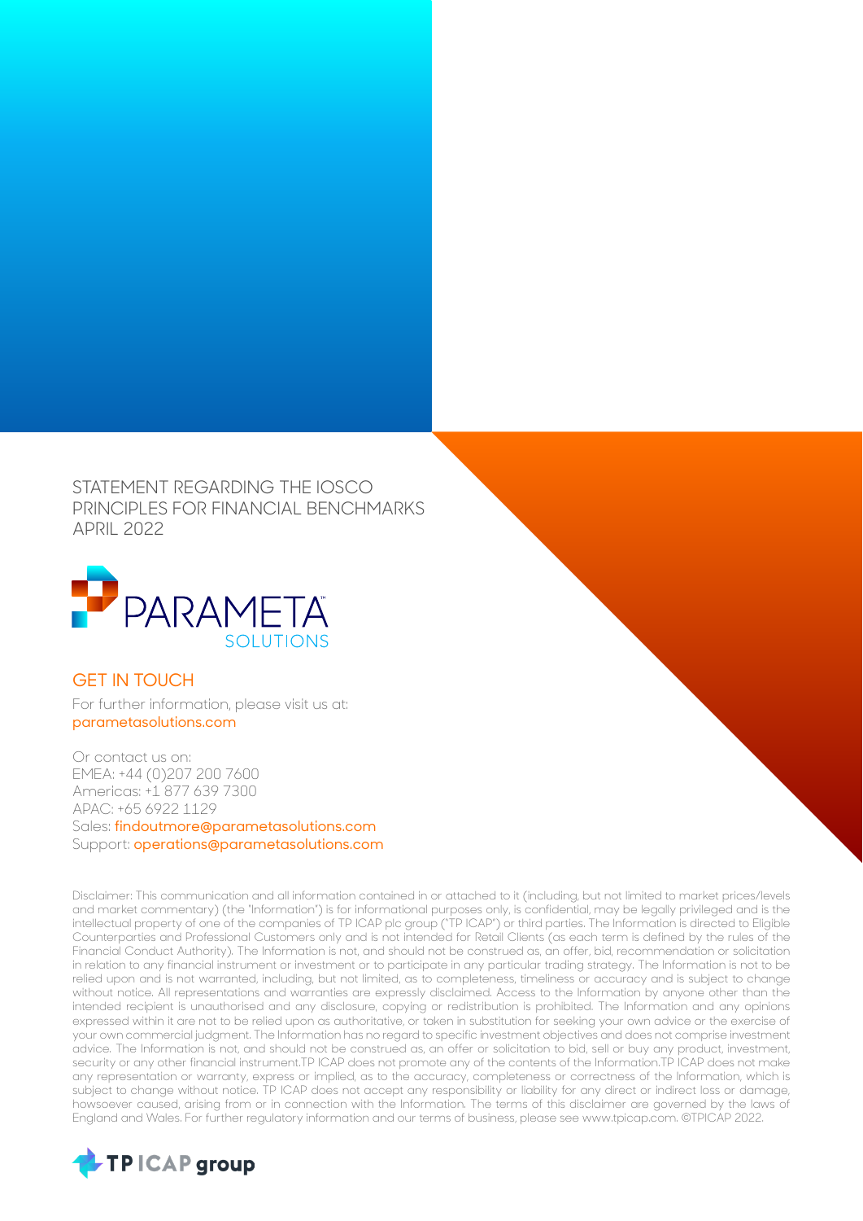STATEMENT REGARDING THE IOSCO PRINCIPLES FOR FINANCIAL BENCHMARKS
APRIL 2022

PARAMETA™
SOLUTIONS

## GET IN TOUCH

For further information, please visit us at:
parametasolutions.com

Or contact us on:
EMEA: +44 (0)207 200 7600
Americas: +1 877 639 7300
APAC: +65 6922 1129
Sales: findoutmore@parametasolutions.com
Support: operations@parametasolutions.com

Disclaimer: This communication and all information contained in or attached to it (including, but not limited to market prices/levels and market commentary) (the "Information") is for informational purposes only, is confidential, may be legally privileged and is the intellectual property of one of the companies of TP ICAP plc group ("TP ICAP") or third parties. The Information is directed to Eligible Counterparties and Professional Customers only and is not intended for Retail Clients (as each term is defined by the rules of the Financial Conduct Authority). The Information is not, and should not be construed as, an offer, bid, recommendation or solicitation in relation to any financial instrument or investment or to participate in any particular trading strategy. The Information is not to be relied upon and is not warranted, including, but not limited, as to completeness, timeliness or accuracy and is subject to change without notice. All representations and warranties are expressly disclaimed. Access to the Information by anyone other than the intended recipient is unauthorised and any disclosure, copying or redistribution is prohibited. The Information and any opinions expressed within it are not to be relied upon as authoritative, or taken in substitution for seeking your own advice or the exercise of your own commercial judgment. The Information has no regard to specific investment objectives and does not comprise investment advice. The Information is not, and should not be construed as, an offer or solicitation to bid, sell or buy any product, investment, security or any other financial instrument.TP ICAP does not promote any of the contents of the Information.TP ICAP does not make any representation or warranty, express or implied, as to the accuracy, completeness or correctness of the Information, which is subject to change without notice. TP ICAP does not accept any responsibility or liability for any direct or indirect loss or damage, howsoever caused, arising from or in connection with the Information. The terms of this disclaimer are governed by the laws of England and Wales. For further regulatory information and our terms of business, please see www.tpicap.com. ©TPICAP 2022.

TP ICAP group